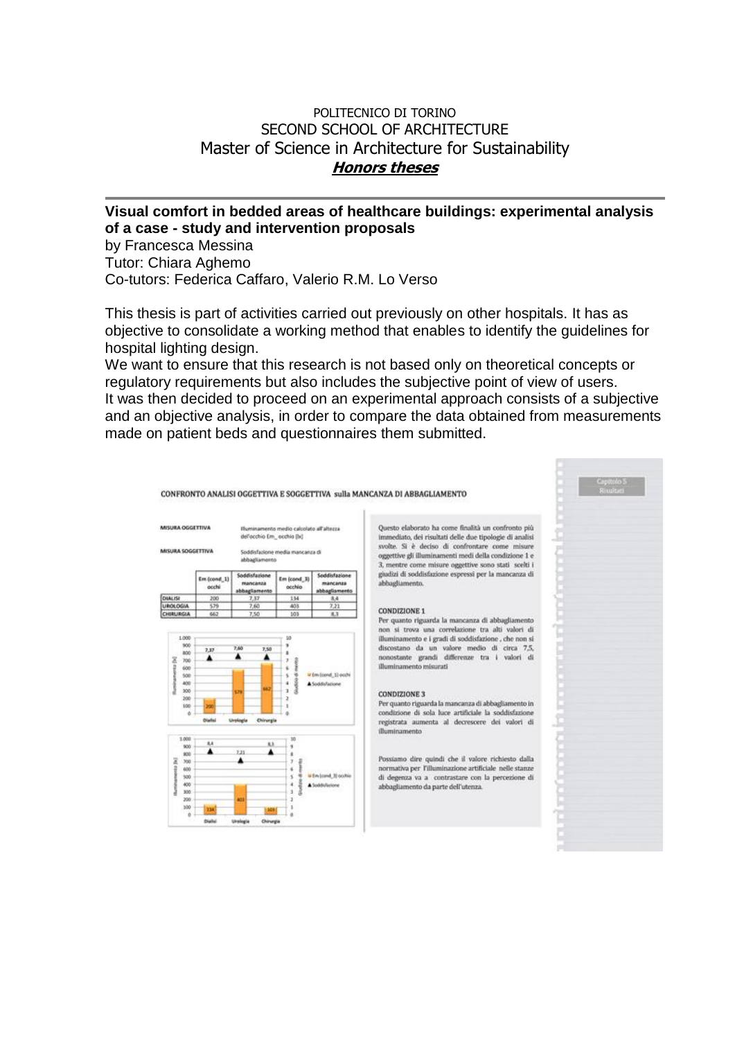POLITECNICO DI TORINO
SECOND SCHOOL OF ARCHITECTURE
Master of Science in Architecture for Sustainability
***Honors theses***

---

**Visual comfort in bedded areas of healthcare buildings: experimental analysis of a case - study and intervention proposals**

by Francesca Messina
Tutor: Chiara Aghemo
Co-tutors: Federica Caffaro, Valerio R.M. Lo Verso

This thesis is part of activities carried out previously on other hospitals. It has as objective to consolidate a working method that enables to identify the guidelines for hospital lighting design.

We want to ensure that this research is not based only on theoretical concepts or regulatory requirements but also includes the subjective point of view of users.

It was then decided to proceed on an experimental approach consists of a subjective and an objective analysis, in order to compare the data obtained from measurements made on patient beds and questionnaires them submitted.

CONFRONTO ANALISI OGGETTIVA E SOGGETTIVA sulla MANCANZA DI ABBAGLIAMENTO

MISURA OGGETTIVA: Illuminamento medio calcolato all'altezza dell'occhio Em_ occhio [lx]

MISURA SOGGETTIVA: Soddisfazione media mancanza di abbagliamento

| | Em (cond_1) occhi | Soddisfazione mancanza abbagliamento | Em (cond_3) occhio | Soddisfazione mancanza abbagliamento |
|---|---|---|---|---|
| DIALISI | 200 | 7,37 | 134 | 8,4 |
| UROLOGIA | 579 | 7,60 | 403 | 7,21 |
| CHIRURGIA | 662 | 7,50 | 103 | 8,3 |

Questo elaborato ha come finalità un confronto più immediato, dei risultati delle due tipologie di analisi svolte. Si è deciso di confrontare come misure oggettive gli illuminamenti medi della condizione 1 e 3, mentre come misure oggettive sono stati scelti i giudizi di soddisfazione espressi per la mancanza di abbagliamento.

CONDIZIONE 1

Per quanto riguarda la mancanza di abbagliamento non si trova una correlazione tra alti valori di illuminamento e i gradi di soddisfazione, che non si discostano da un valore medio di circa 7,5, nonostante grandi differenze tra i valori di illuminamento misurati

CONDIZIONE 3

Per quanto riguarda la mancanza di abbagliamento in condizione di sola luce artificiale la soddisfazione registrata aumenta al decrescere dei valori di illuminamento

Possiamo dire quindi che il valore richiesto dalla normativa per l'illuminazione artificiale nelle stanze di degenza va a contrastare con la percezione di abbagliamento da parte dell'utenza.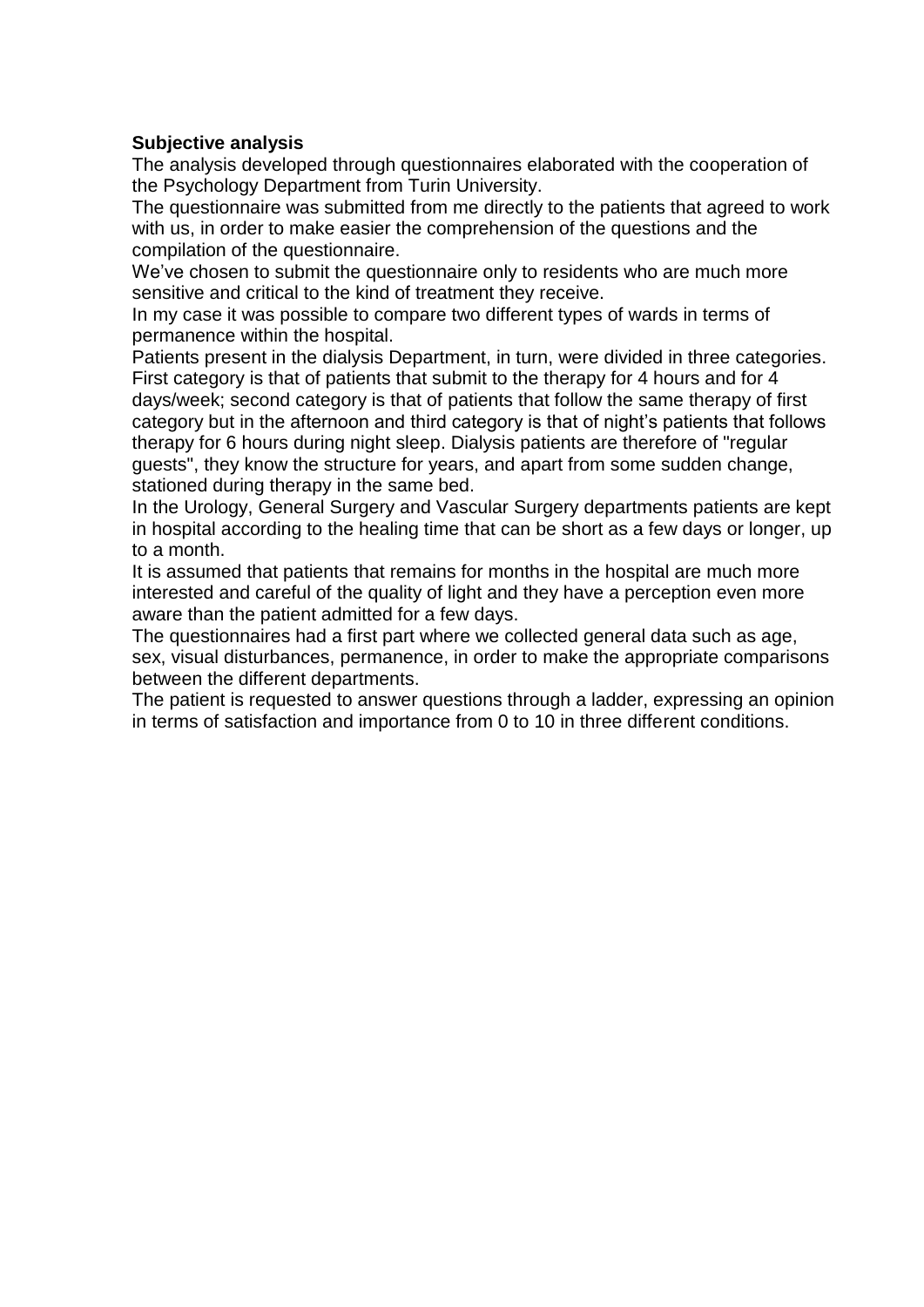**Subjective analysis**

The analysis developed through questionnaires elaborated with the cooperation of the Psychology Department from Turin University.

The questionnaire was submitted from me directly to the patients that agreed to work with us, in order to make easier the comprehension of the questions and the compilation of the questionnaire.

We've chosen to submit the questionnaire only to residents who are much more sensitive and critical to the kind of treatment they receive.

In my case it was possible to compare two different types of wards in terms of permanence within the hospital.

Patients present in the dialysis Department, in turn, were divided in three categories. First category is that of patients that submit to the therapy for 4 hours and for 4 days/week; second category is that of patients that follow the same therapy of first category but in the afternoon and third category is that of night's patients that follows therapy for 6 hours during night sleep. Dialysis patients are therefore of "regular guests", they know the structure for years, and apart from some sudden change, stationed during therapy in the same bed.

In the Urology, General Surgery and Vascular Surgery departments patients are kept in hospital according to the healing time that can be short as a few days or longer, up to a month.

It is assumed that patients that remains for months in the hospital are much more interested and careful of the quality of light and they have a perception even more aware than the patient admitted for a few days.

The questionnaires had a first part where we collected general data such as age, sex, visual disturbances, permanence, in order to make the appropriate comparisons between the different departments.

The patient is requested to answer questions through a ladder, expressing an opinion in terms of satisfaction and importance from 0 to 10 in three different conditions.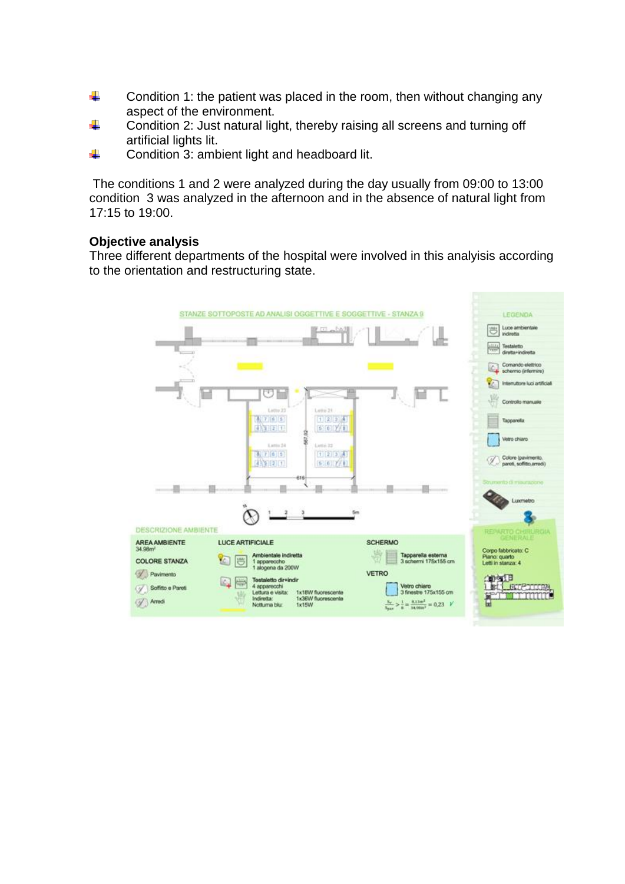- Condition 1: the patient was placed in the room, then without changing any aspect of the environment.
- Condition 2: Just natural light, thereby raising all screens and turning off artificial lights lit.
- Condition 3: ambient light and headboard lit.

The conditions 1 and 2 were analyzed during the day usually from 09:00 to 13:00 condition 3 was analyzed in the afternoon and in the absence of natural light from 17:15 to 19:00.

**Objective analysis**

Three different departments of the hospital were involved in this analyisis according to the orientation and restructuring state.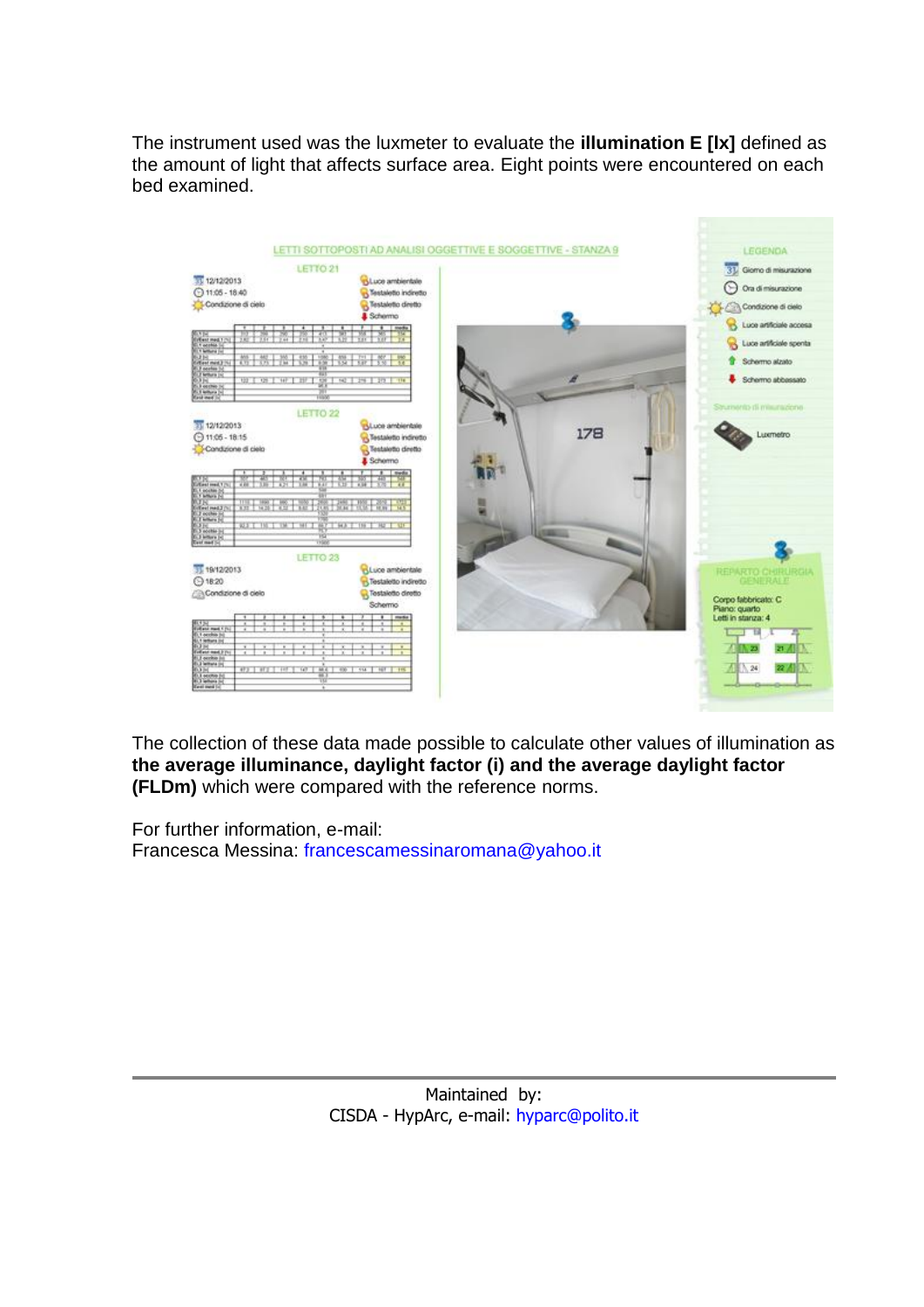The instrument used was the luxmeter to evaluate the **illumination E [lx]** defined as the amount of light that affects surface area. Eight points were encountered on each bed examined.

The collection of these data made possible to calculate other values of illumination as **the average illuminance, daylight factor (i) and the average daylight factor (FLDm)** which were compared with the reference norms.

For further information, e-mail:
Francesca Messina: francescamessinaromana@yahoo.it

Maintained by:
CISDA - HypArc, e-mail: hyparc@polito.it